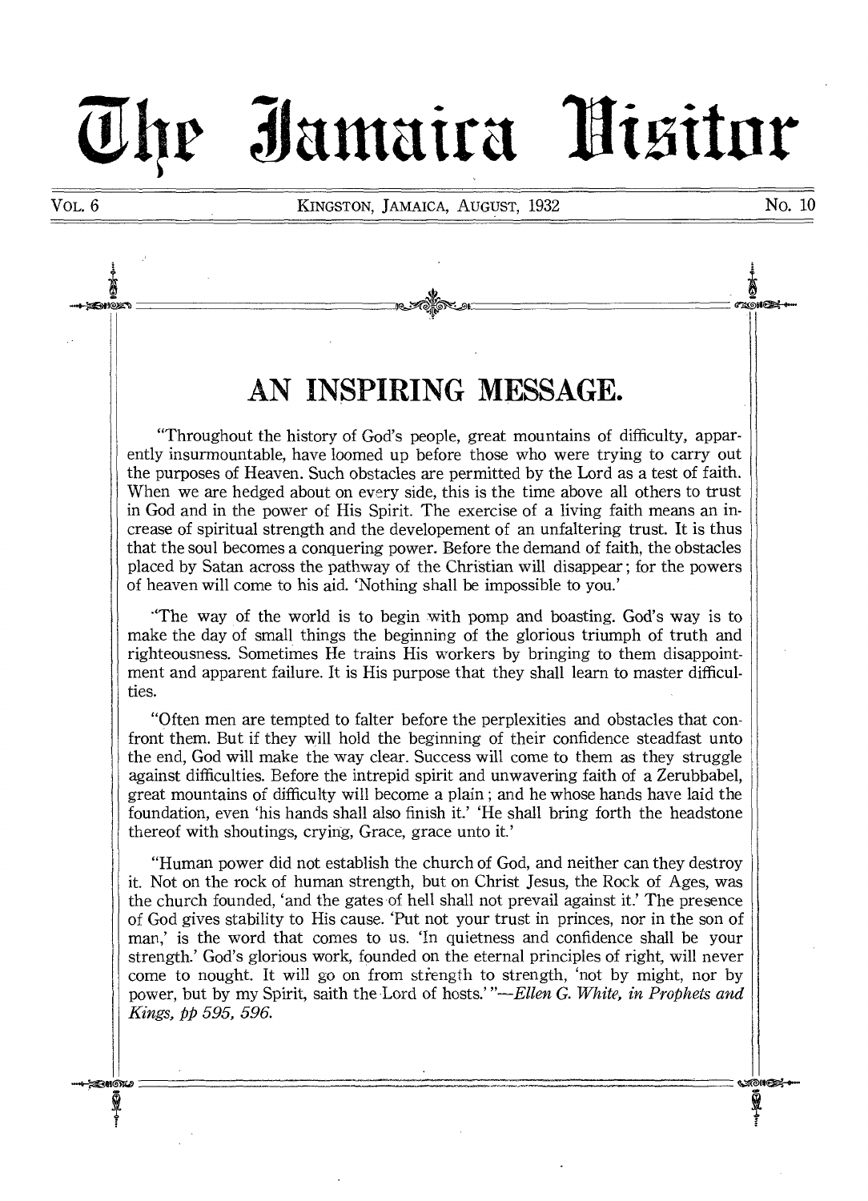# The Jamaica Visitor

VOL. 6 KINGSTON, JAMAICA, AUGUST, 1932 No. 10

## AN INSPIRING MESSAGE.

"Throughout the history of God's people, great mountains of difficulty, apparently insurmountable, have loomed up before those who were trying to carry out the purposes of Heaven. Such obstacles are permitted by the Lord as a test of faith. When we are hedged about on every side, this is the time above all others to trust in God and in the power of His Spirit. The exercise of a living faith means an increase of spiritual strength and the developement of an unfaltering trust. It is thus that the soul becomes a conquering power. Before the demand of faith, the obstacles placed by Satan across the pathway of the Christian will disappear; for the powers of heaven will come to his aid. 'Nothing shall be impossible to you.'

"The way of the world is to begin with pomp and boasting. God's way is to make the day of small things the beginning of the glorious triumph of truth and righteousness. Sometimes He trains His workers by bringing to them disappointment and apparent failure. It is His purpose that they shall learn to master difficulties.

"Often men are tempted to falter before the perplexities and obstacles that confront them. But if they will hold the beginning of their confidence steadfast unto the end, God will make the way clear. Success will come to them as they struggle against difficulties. Before the intrepid spirit and unwavering faith of a Zerubbabel, great mountains of difficulty will become a plain; and he whose hands have laid the foundation, even 'his hands shall also finish it.' 'He shall bring forth the headstone thereof with shoutings, crying, Grace, grace unto it.'

"Human power did not establish the church of God, and neither can they destroy it. Not on the rock of human strength, but on Christ Jesus, the Rock of Ages, was the church founded, 'and the gates of hell shall not prevail against it.' The presence of God gives stability to His cause. 'Put not your trust in princes, nor in the son of man,' is the word that comes to us. 'In quietness and confidence shall be your strength.' God's glorious work, founded on the eternal principles of right, will never come to nought. It will go on from strength to strength, 'not by might, nor by power, but by my Spirit, saith the Lord of hosts.' "—*Ellen G. White, in Prophets and Kings, pp 595, 596.*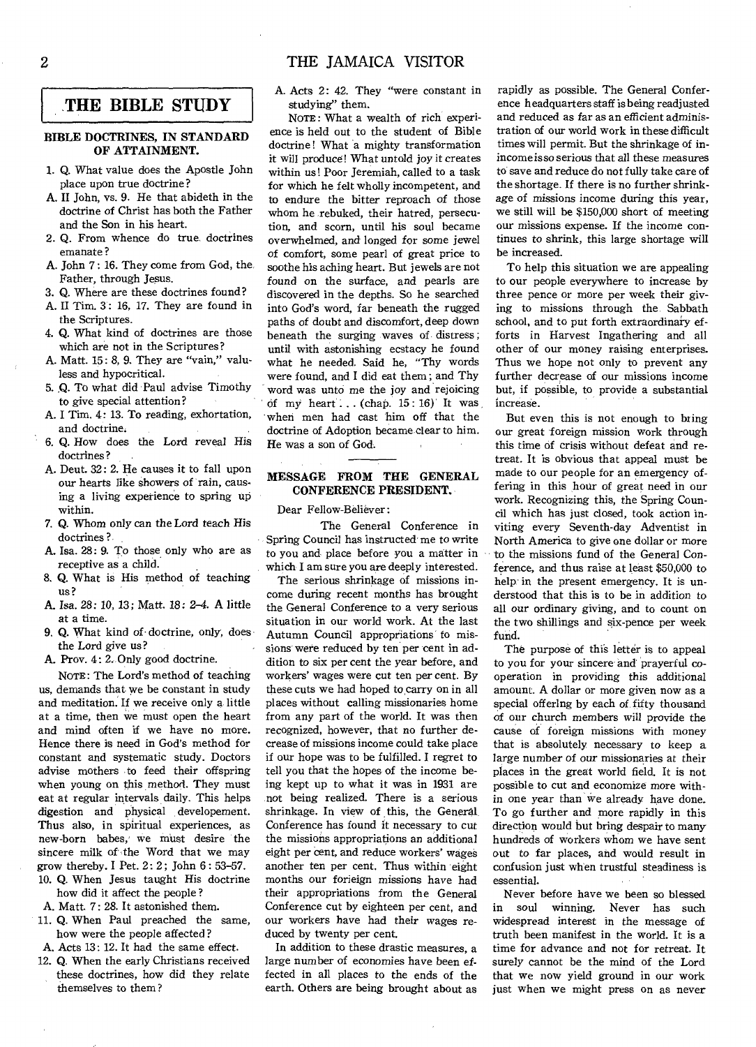## THE BIBLE STUDY

### BIBLE DOCTRINES, IN STANDARD OF ATTAINMENT.

1. Q. What value does the Apostle John place upon true doctrine?
   A. II John, vs. 9. He that abideth in the doctrine of Christ has both the Father and the Son in his heart.
2. Q. From whence do true doctrines emanate?
   A. John 7: 16. They come from God, the Father, through Jesus.
3. Q. Where are these doctrines found?
   A. II Tim. 3: 16, 17. They are found in the Scriptures.
4. Q. What kind of doctrines are those which are not in the Scriptures?
   A. Matt. 15: 8, 9. They are "vain," valueless and hypocritical.
5. Q. To what did Paul advise Timothy to give special attention?
   A. I Tim. 4: 13. To reading, exhortation, and doctrine.
6. Q. How does the Lord reveal His doctrines?
   A. Deut. 32: 2. He causes it to fall upon our hearts like showers of rain, causing a living experience to spring up within.
7. Q. Whom only can the Lord teach His doctrines?
   A. Isa. 28: 9. To those only who are as receptive as a child.
8. Q. What is His method of teaching us?
   A. Isa. 28: 10, 13; Matt. 18: 2-4. A little at a time.
9. Q. What kind of doctrine, only, does the Lord give us?
   A. Prov. 4: 2. Only good doctrine.

NOTE: The Lord's method of teaching us, demands that we be constant in study and meditation. If we receive only a little at a time, then we must open the heart and mind often if we have no more. Hence there is need in God's method for constant and systematic study. Doctors advise mothers to feed their offspring when young on this method. They must eat at regular intervals daily. This helps digestion and physical developement. Thus also, in spiritual experiences, as new-born babes, we must desire the sincere milk of the Word that we may grow thereby. I Pet. 2: 2; John 6: 53-57.

10. Q. When Jesus taught His doctrine how did it affect the people?
    A. Matt. 7: 28. It astonished them.
11. Q. When Paul preached the same, how were the people affected?
    A. Acts 13: 12. It had the same effect.
12. Q. When the early Christians received these doctrines, how did they relate themselves to them?
    A. Acts 2: 42. They "were constant in studying" them.

NOTE: What a wealth of rich experience is held out to the student of Bible doctrine! What a mighty transformation it will produce! What untold joy it creates within us! Poor Jeremiah, called to a task for which he felt wholly incompetent, and to endure the bitter reproach of those whom he rebuked, their hatred, persecution, and scorn, until his soul became overwhelmed, and longed for some jewel of comfort, some pearl of great price to soothe his aching heart. But jewels are not found on the surface, and pearls are discovered in the depths. So he searched into God's word, far beneath the rugged paths of doubt and discomfort, deep down beneath the surging waves of distress; until with astonishing ecstacy he found what he needed. Said he, "Thy words were found, and I did eat them; and Thy word was unto me the joy and rejoicing of my heart . . . (chap. 15: 16)" It was when men had cast him off that the doctrine of Adoption became clear to him. He was a son of God.

---

### MESSAGE FROM THE GENERAL CONFERENCE PRESIDENT.

Dear Fellow-Believer:

The General Conference in Spring Council has instructed me to write to you and place before you a matter in which I am sure you are deeply interested.

The serious shrinkage of missions income during recent months has brought the General Conference to a very serious situation in our world work. At the last Autumn Council appropriations to missions were reduced by ten per cent in addition to six per cent the year before, and workers' wages were cut ten per cent. By these cuts we had hoped to carry on in all places without calling missionaries home from any part of the world. It was then recognized, however, that no further decrease of missions income could take place if our hope was to be fulfilled. I regret to tell you that the hopes of the income being kept up to what it was in 1931 are not being realized. There is a serious shrinkage. In view of this, the General Conference has found it necessary to cut the missions appropriations an additional eight per cent, and reduce workers' wages another ten per cent. Thus within eight months our forieign missions have had their appropriations from the General Conference cut by eighteen per cent, and our workers have had their wages reduced by twenty per cent.

In addition to these drastic measures, a large number of economies have been effected in all places to the ends of the earth. Others are being brought about as rapidly as possible. The General Conference headquarters staff is being readjusted and reduced as far as an efficient administration of our world work in these difficult times will permit. But the shrinkage of income is so serious that all these measures to save and reduce do not fully take care of the shortage. If there is no further shrinkage of missions income during this year, we still will be $150,000 short of meeting our missions expense. If the income continues to shrink, this large shortage will be increased.

To help this situation we are appealing to our people everywhere to increase by three pence or more per week their giving to missions through the Sabbath school, and to put forth extraordinary efforts in Harvest Ingathering and all other of our money raising enterprises. Thus we hope not only to prevent any further decrease of our missions income but, if possible, to provide a substantial increase.

But even this is not enough to bring our great foreign mission work through this time of crisis without defeat and retreat. It is obvious that appeal must be made to our people for an emergency offering in this hour of great need in our work. Recognizing this, the Spring Council which has just closed, took action inviting every Seventh-day Adventist in North America to give one dollar or more to the missions fund of the General Conference, and thus raise at least $50,000 to help in the present emergency. It is understood that this is to be in addition to all our ordinary giving, and to count on the two shillings and six-pence per week fund.

The purpose of this letter is to appeal to you for your sincere and prayerful cooperation in providing this additional amount. A dollar or more given now as a special offerlng by each of fifty thousand of our church members will provide the cause of foreign missions with money that is absolutely necessary to keep a large number of our missionaries at their places in the great world field. It is not possible to cut and economize more within one year than we already have done. To go further and more rapidly in this direction would but bring despair to many hundreds of workers whom we have sent out to far places, and would result in confusion just when trustful steadiness is essential.

Never before have we been so blessed in soul winning. Never has such widespread interest in the message of truth been manifest in the world. It is a time for advance and not for retreat. It surely cannot be the mind of the Lord that we now yield ground in our work just when we might press on as never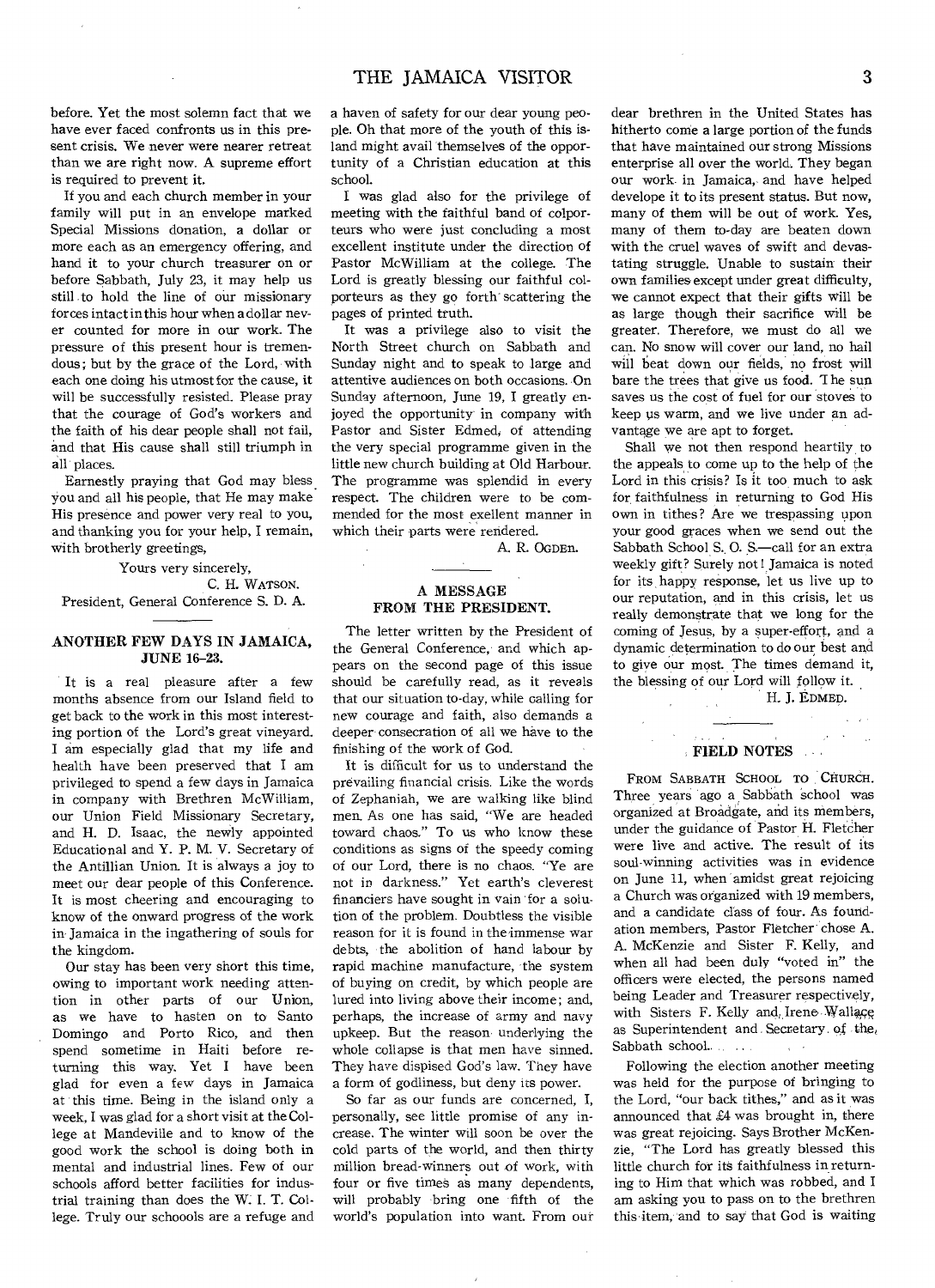before. Yet the most solemn fact that we have ever faced confronts us in this present crisis. We never were nearer retreat than we are right now. A supreme effort is required to prevent it.

If you and each church member in your family will put in an envelope marked Special Missions donation, a dollar or more each as an emergency offering, and hand it to your church treasurer on or before Sabbath, July 23, it may help us still to hold the line of our missionary forces intact in this hour when a dollar never counted for more in our work. The pressure of this present hour is tremendous; but by the grace of the Lord, with each one doing his utmost for the cause, it will be successfully resisted. Please pray that the courage of God's workers and the faith of his dear people shall not fail, and that His cause shall still triumph in all places.

Earnestly praying that God may bless you and all his people, that He may make His presence and power very real to you, and thanking you for your help, I remain, with brotherly greetings,

Yours very sincerely,

C. H. WATSON.

President, General Conference S. D. A.

## ANOTHER FEW DAYS IN JAMAICA, JUNE 16–23.

It is a real pleasure after a few months absence from our Island field to get back to the work in this most interesting portion of the Lord's great vineyard. I am especially glad that my life and health have been preserved that I am privileged to spend a few days in Jamaica in company with Brethren McWilliam, our Union Field Missionary Secretary, and H. D. Isaac, the newly appointed Educational and Y. P. M. V. Secretary of the Antillian Union. It is always a joy to meet our dear people of this Conference. It is most cheering and encouraging to know of the onward progress of the work in Jamaica in the ingathering of souls for the kingdom.

Our stay has been very short this time, owing to important work needing attention in other parts of our Union, as we have to hasten on to Santo Domingo and Porto Rico, and then spend sometime in Haiti before returning this way. Yet I have been glad for even a few days in Jamaica at this time. Being in the island only a week, I was glad for a short visit at the College at Mandeville and to know of the good work the school is doing both in mental and industrial lines. Few of our schools afford better facilities for industrial training than does the W. I. T. College. Truly our schoools are a refuge and a haven of safety for our dear young people. Oh that more of the youth of this island might avail themselves of the opportunity of a Christian education at this school.

I was glad also for the privilege of meeting with the faithful band of colporteurs who were just concluding a most excellent institute under the direction of Pastor McWilliam at the college. The Lord is greatly blessing our faithful colporteurs as they go forth scattering the pages of printed truth.

It was a privilege also to visit the North Street church on Sabbath and Sunday night and to speak to large and attentive audiences on both occasions. On Sunday afternoon, June 19, I greatly enjoyed the opportunity in company with Pastor and Sister Edmed, of attending the very special programme given in the little new church building at Old Harbour. The programme was splendid in every respect. The children were to be commended for the most exellent manner in which their parts were rendered.

A. R. OGDEN.

## A MESSAGE FROM THE PRESIDENT.

The letter written by the President of the General Conference, and which appears on the second page of this issue should be carefully read, as it reveals that our situation to-day, while calling for new courage and faith, also demands a deeper consecration of all we have to the finishing of the work of God.

It is difficult for us to understand the prevailing financial crisis. Like the words of Zephaniah, we are walking like blind men. As one has said, "We are headed toward chaos." To us who know these conditions as signs of the speedy coming of our Lord, there is no chaos. "Ye are not in darkness." Yet earth's cleverest financiers have sought in vain for a solution of the problem. Doubtless the visible reason for it is found in the immense war debts, the abolition of hand labour by rapid machine manufacture, the system of buying on credit, by which people are lured into living above their income; and, perhaps, the increase of army and navy upkeep. But the reason underlying the whole collapse is that men have sinned. They have dispised God's law. They have a form of godliness, but deny its power.

So far as our funds are concerned, I, personally, see little promise of any increase. The winter will soon be over the cold parts of the world, and then thirty million bread-winners out of work, with four or five times as many dependents, will probably bring one fifth of the world's population into want. From our dear brethren in the United States has hitherto come a large portion of the funds that have maintained our strong Missions enterprise all over the world. They began our work in Jamaica, and have helped develope it to its present status. But now, many of them will be out of work. Yes, many of them to-day are beaten down with the cruel waves of swift and devastating struggle. Unable to sustain their own families except under great difficulty, we cannot expect that their gifts will be as large though their sacrifice will be greater. Therefore, we must do all we can. No snow will cover our land, no hail will beat down our fields, no frost will bare the trees that give us food. The sun saves us the cost of fuel for our stoves to keep us warm, and we live under an advantage we are apt to forget.

Shall we not then respond heartily to the appeals to come up to the help of the Lord in this crisis? Is it too much to ask for faithfulness in returning to God His own in tithes? Are we trespassing upon your good graces when we send out the Sabbath School S. O. S.—call for an extra weekly gift? Surely not! Jamaica is noted for its happy response, let us live up to our reputation, and in this crisis, let us really demonstrate that we long for the coming of Jesus, by a super-effort, and a dynamic determination to do our best and to give our most. The times demand it, the blessing of our Lord will follow it.

H. J. EDMED.

## FIELD NOTES

FROM SABBATH SCHOOL TO CHURCH. Three years ago a Sabbath school was organized at Broadgate, and its members, under the guidance of Pastor H. Fletcher were live and active. The result of its soul-winning activities was in evidence on June 11, when amidst great rejoicing a Church was organized with 19 members, and a candidate class of four. As foundation members, Pastor Fletcher chose A. A. McKenzie and Sister F. Kelly, and when all had been duly "voted in" the officers were elected, the persons named being Leader and Treasurer respectively, with Sisters F. Kelly and Irene Wallace as Superintendent and Secretary of the Sabbath school.

Following the election another meeting was held for the purpose of bringing to the Lord, "our back tithes," and as it was announced that £4 was brought in, there was great rejoicing. Says Brother McKenzie, "The Lord has greatly blessed this little church for its faithfulness in returning to Him that which was robbed, and I am asking you to pass on to the brethren this item, and to say that God is waiting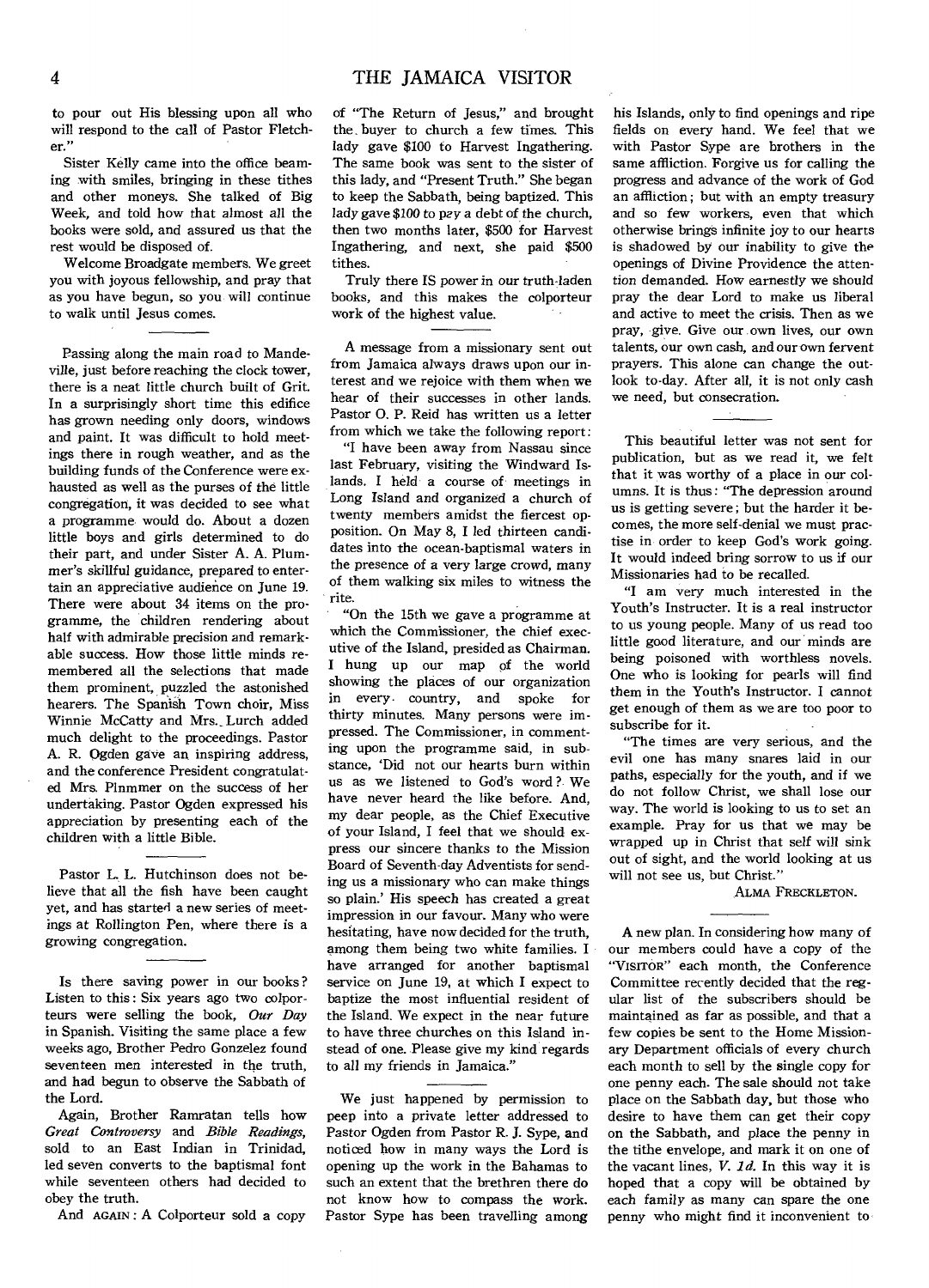to pour out His blessing upon all who will respond to the call of Pastor Fletcher."

Sister Kelly came into the office beaming with smiles, bringing in these tithes and other moneys. She talked of Big Week, and told how that almost all the books were sold, and assured us that the rest would be disposed of.

Welcome Broadgate members. We greet you with joyous fellowship, and pray that as you have begun, so you will continue to walk until Jesus comes.

---

Passing along the main road to Mandeville, just before reaching the clock tower, there is a neat little church built of Grit. In a surprisingly short time this edifice has grown needing only doors, windows and paint. It was difficult to hold meetings there in rough weather, and as the building funds of the Conference were exhausted as well as the purses of the little congregation, it was decided to see what a programme would do. About a dozen little boys and girls determined to do their part, and under Sister A. A. Plummer's skillful guidance, prepared to entertain an appreciative audience on June 19. There were about 34 items on the programme, the children rendering about half with admirable precision and remarkable success. How those little minds remembered all the selections that made them prominent, puzzled the astonished hearers. The Spanish Town choir, Miss Winnie McCatty and Mrs. Lurch added much delight to the proceedings. Pastor A. R. Ogden gave an inspiring address, and the conference President congratulated Mrs. Plummer on the success of her undertaking. Pastor Ogden expressed his appreciation by presenting each of the children with a little Bible.

---

Pastor L. L. Hutchinson does not believe that all the fish have been caught yet, and has started a new series of meetings at Rollington Pen, where there is a growing congregation.

---

Is there saving power in our books? Listen to this: Six years ago two colporteurs were selling the book, *Our Day* in Spanish. Visiting the same place a few weeks ago, Brother Pedro Gonzelez found seventeen men interested in the truth, and had begun to observe the Sabbath of the Lord.

Again, Brother Ramratan tells how *Great Controversy* and *Bible Readings*, sold to an East Indian in Trinidad, led seven converts to the baptismal font while seventeen others had decided to obey the truth.

And AGAIN: A Colporteur sold a copy of "The Return of Jesus," and brought the buyer to church a few times. This lady gave $100 to Harvest Ingathering. The same book was sent to the sister of this lady, and "Present Truth." She began to keep the Sabbath, being baptized. This lady gave $100 to pay a debt of the church, then two months later, $500 for Harvest Ingathering, and next, she paid $500 tithes.

Truly there IS power in our truth-laden books, and this makes the colporteur work of the highest value.

---

A message from a missionary sent out from Jamaica always draws upon our interest and we rejoice with them when we hear of their successes in other lands. Pastor O. P. Reid has written us a letter from which we take the following report:

"I have been away from Nassau since last February, visiting the Windward Islands. I held a course of meetings in Long Island and organized a church of twenty members amidst the fiercest opposition. On May 8, I led thirteen candidates into the ocean-baptismal waters in the presence of a very large crowd, many of them walking six miles to witness the rite.

"On the 15th we gave a programme at which the Commissioner, the chief executive of the Island, presided as Chairman. I hung up our map of the world showing the places of our organization in every country, and spoke for thirty minutes. Many persons were impressed. The Commissioner, in commenting upon the programme said, in substance, 'Did not our hearts burn within us as we listened to God's word? We have never heard the like before. And, my dear people, as the Chief Executive of your Island, I feel that we should express our sincere thanks to the Mission Board of Seventh-day Adventists for sending us a missionary who can make things so plain.' His speech has created a great impression in our favour. Many who were hesitating, have now decided for the truth, among them being two white families. I have arranged for another baptismal service on June 19, at which I expect to baptize the most influential resident of the Island. We expect in the near future to have three churches on this Island instead of one. Please give my kind regards to all my friends in Jamaica."

---

We just happened by permission to peep into a private letter addressed to Pastor Ogden from Pastor R. J. Sype, and noticed how in many ways the Lord is opening up the work in the Bahamas to such an extent that the brethren there do not know how to compass the work. Pastor Sype has been travelling among his Islands, only to find openings and ripe fields on every hand. We feel that we with Pastor Sype are brothers in the same affliction. Forgive us for calling the progress and advance of the work of God an affliction; but with an empty treasury and so few workers, even that which otherwise brings infinite joy to our hearts is shadowed by our inability to give the openings of Divine Providence the attention demanded. How earnestly we should pray the dear Lord to make us liberal and active to meet the crisis. Then as we pray, give. Give our own lives, our own talents, our own cash, and our own fervent prayers. This alone can change the outlook to-day. After all, it is not only cash we need, but consecration.

---

This beautiful letter was not sent for publication, but as we read it, we felt that it was worthy of a place in our columns. It is thus: "The depression around us is getting severe; but the harder it becomes, the more self-denial we must practise in order to keep God's work going. It would indeed bring sorrow to us if our Missionaries had to be recalled.

"I am very much interested in the Youth's Instructer. It is a real instructor to us young people. Many of us read too little good literature, and our minds are being poisoned with worthless novels. One who is looking for pearls will find them in the Youth's Instructor. I cannot get enough of them as we are too poor to subscribe for it.

"The times are very serious, and the evil one has many snares laid in our paths, especially for the youth, and if we do not follow Christ, we shall lose our way. The world is looking to us to set an example. Pray for us that we may be wrapped up in Christ that self will sink out of sight, and the world looking at us will not see us, but Christ."

ALMA FRECKLETON.

---

A new plan. In considering how many of our members could have a copy of the "VISITOR" each month, the Conference Committee recently decided that the regular list of the subscribers should be maintained as far as possible, and that a few copies be sent to the Home Missionary Department officials of every church each month to sell by the single copy for one penny each. The sale should not take place on the Sabbath day, but those who desire to have them can get their copy on the Sabbath, and place the penny in the tithe envelope, and mark it on one of the vacant lines, *V. 1d.* In this way it is hoped that a copy will be obtained by each family as many can spare the one penny who might find it inconvenient to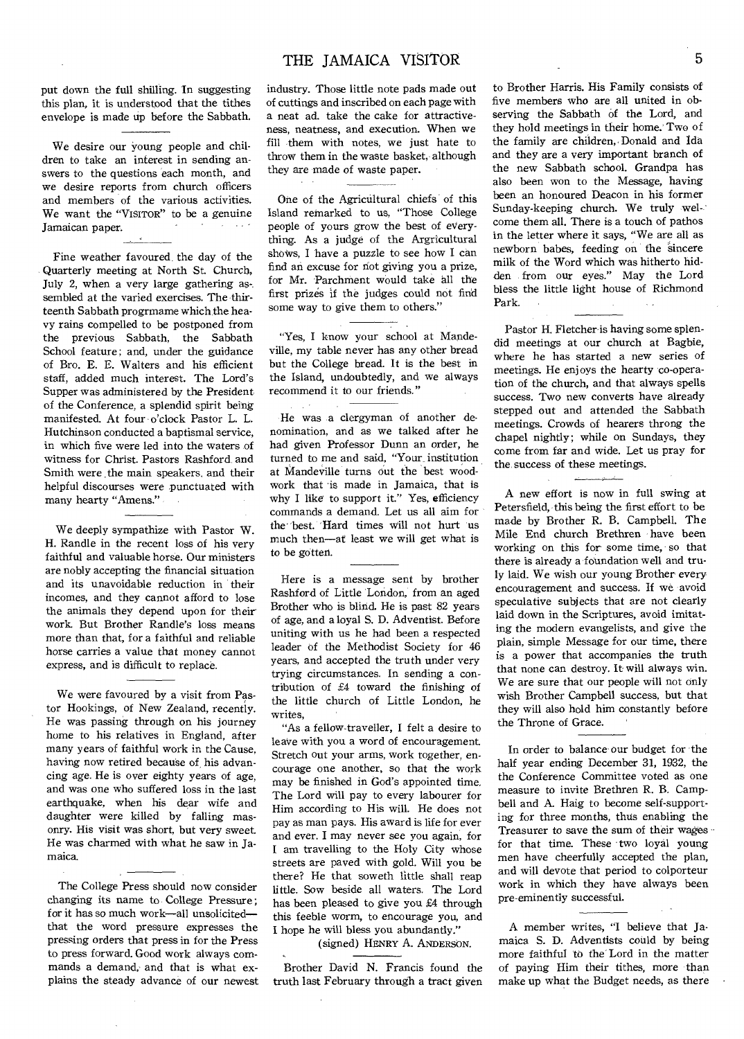put down the full shilling. In suggesting this plan, it is understood that the tithes envelope is made up before the Sabbath.

---

We desire our young people and children to take an interest in sending answers to the questions each month, and we desire reports from church officers and members of the various activities. We want the "VISITOR" to be a genuine Jamaican paper.

---

Fine weather favoured the day of the Quarterly meeting at North St. Church, July 2, when a very large gathering assembled at the varied exercises. The thirteenth Sabbath progrmame which the heavy rains compelled to be postponed from the previous Sabbath, the Sabbath School feature; and, under the guidance of Bro. E. E. Walters and his efficient staff, added much interest. The Lord's Supper was administered by the President of the Conference, a splendid spirit being manifested. At four o'clock Pastor L. L. Hutchinson conducted a baptismal service, in which five were led into the waters of witness for Christ. Pastors Rashford and Smith were the main speakers, and their helpful discourses were punctuated with many hearty "Amens."

---

We deeply sympathize with Pastor W. H. Randle in the recent loss of his very faithful and valuable horse. Our ministers are nobly accepting the financial situation and its unavoidable reduction in their incomes, and they cannot afford to lose the animals they depend upon for their work. But Brother Randle's loss means more than that, for a faithful and reliable horse carries a value that money cannot express, and is difficult to replace.

---

We were favoured by a visit from Pastor Hookings, of New Zealand, recently. He was passing through on his journey home to his relatives in England, after many years of faithful work in the Cause, having now retired because of his advancing age. He is over eighty years of age, and was one who suffered loss in the last earthquake, when his dear wife and daughter were killed by falling masonry. His visit was short, but very sweet. He was charmed with what he saw in Jamaica.

---

The College Press should now consider changing its name to College Pressure; for it has so much work—all unsolicited—that the word pressure expresses the pressing orders that press in for the Press to press forward. Good work always commands a demand, and that is what explains the steady advance of our newest industry. Those little note pads made out of cuttings and inscribed on each page with a neat ad. take the cake for attractiveness, neatness, and execution. When we fill them with notes, we just hate to throw them in the waste basket, although they are made of waste paper.

---

One of the Agricultural chiefs of this Island remarked to us, "Those College people of yours grow the best of everything. As a judge of the Argricultural shows, I have a puzzle to see how I can find an excuse for not giving you a prize, for Mr. Parchment would take all the first prizes if the judges could not find some way to give them to others."

---

"Yes, I know your school at Mandeville, my table never has any other bread but the College bread. It is the best in the Island, undoubtedly, and we always recommend it to our friends."

He was a clergyman of another denomination, and as we talked after he had given Professor Dunn an order, he turned to me and said, "Your institution at Mandeville turns out the best woodwork that is made in Jamaica, that is why I like to support it." Yes, efficiency commands a demand. Let us all aim for the best. Hard times will not hurt us much then—at least we will get what is to be gotten.

---

Here is a message sent by brother Rashford of Little London, from an aged Brother who is blind. He is past 82 years of age, and a loyal S. D. Adventist. Before uniting with us he had been a respected leader of the Methodist Society for 46 years, and accepted the truth under very trying circumstances. In sending a contribution of £4 toward the finishing of the little church of Little London, he writes,

"As a fellow-traveller, I felt a desire to leave with you a word of encouragement. Stretch out your arms, work together, encourage one another, so that the work may be finished in God's appointed time. The Lord will pay to every labourer for Him according to His will. He does not pay as man pays. His award is life for ever and ever. I may never see you again, for I am travelling to the Holy City whose streets are paved with gold. Will you be there? He that soweth little shall reap little. Sow beside all waters. The Lord has been pleased to give you £4 through this feeble worm, to encourage you, and I hope he will bless you abundantly."

(signed) HENRY A. ANDERSON.

---

Brother David N. Francis found the truth last February through a tract given to Brother Harris. His Family consists of five members who are all united in observing the Sabbath of the Lord, and they hold meetings in their home. Two of the family are children, Donald and Ida and they are a very important branch of the new Sabbath school. Grandpa has also been won to the Message, having been an honoured Deacon in his former Sunday-keeping church. We truly welcome them all. There is a touch of pathos in the letter where it says, "We are all as newborn babes, feeding on the sincere milk of the Word which was hitherto hidden from our eyes." May the Lord bless the little light house of Richmond Park.

---

Pastor H. Fletcher is having some splendid meetings at our church at Bagbie, where he has started a new series of meetings. He enjoys the hearty co-operation of the church, and that always spells success. Two new converts have already stepped out and attended the Sabbath meetings. Crowds of hearers throng the chapel nightly; while on Sundays, they come from far and wide. Let us pray for the success of these meetings.

---

A new effort is now in full swing at Petersfield, this being the first effort to be made by Brother R. B. Campbell. The Mile End church Brethren have been working on this for some time, so that there is already a foundation well and truly laid. We wish our young Brother every encouragement and success. If we avoid speculative subjects that are not clearly laid down in the Scriptures, avoid imitating the modern evangelists, and give the plain, simple Message for our time, there is a power that accompanies the truth that none can destroy. It will always win. We are sure that our people will not only wish Brother Campbell success, but that they will also hold him constantly before the Throne of Grace.

---

In order to balance our budget for the half year ending December 31, 1932, the Conference Committee voted as one measure to invite Brethren R. B. Campbell and A. Haig to become self-supporting for three months, thus enabling the Treasurer to save the sum of their wages for that time. These two loyal young men have cheerfully accepted the plan, and will devote that period to colporteur work in which they have always been pre-eminently successful.

---

A member writes, "I believe that Jamaica S. D. Adventists could by being more faithful to the Lord in the matter of paying Him their tithes, more than make up what the Budget needs, as there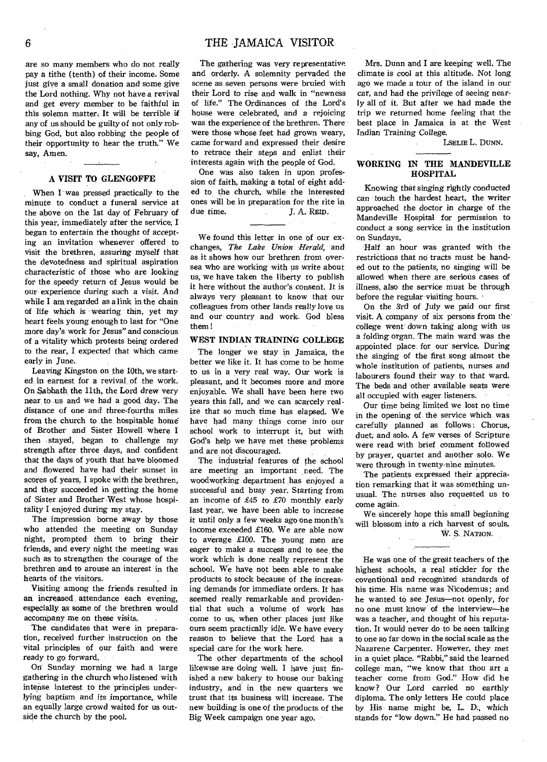are so many members who do not really pay a tithe (tenth) of their income. Some just give a small donation and some give the Lord nothing. Why not have a revival and get every member to be faithful in this solemn matter. It will be terrible if any of us should be guilty of not only robbing God, but also robbing the people of their opportunity to hear the truth." We say, Amen.

## A VISIT TO GLENGOFFE

When I was pressed practically to the minute to conduct a funeral service at the above on the 1st day of February of this year, immediately after the service, I began to entertain the thought of accepting an invitation whenever offered to visit the brethren, assuring myself that the devotedness and spiritual aspiration characteristic of those who are looking for the speedy return of Jesus would be our experience during such a visit. And while I am regarded as a link in the chain of life which is wearing thin, yet my heart feels young enough to last for "One more day's work for Jesus" and conscious of a vitality which protests being ordered to the rear, I expected that which came early in June.

Leaving Kingston on the 10th, we started in earnest for a revival of the work. On Sabbath the 11th, the Lord drew very near to us and we had a good day. The distance of one and three-fourths miles from the church to the hospitable home of Brother and Sister Howell where I then stayed, began to challenge my strength after three days, and confident that the days of youth that have bloomed and flowered have had their sunset in scores of years, I spoke with the brethren, and they succeeded in getting the home of Sister and Brother West whose hospitality I enjoyed during my stay.

The impression borne away by those who attended the meeting on Sunday night, prompted them to bring their friends, and every night the meeting was such as to strengthen the courage of the brethren and to arouse an interest in the hearts of the visitors.

Visiting among the friends resulted in an increased attendance each evening, especially as some of the brethren would accompany me on these visits.

The candidates that were in preparation, received further instruction on the vital principles of our faith and were ready to go forward.

On Sunday morning we had a large gathering in the church who listened with intense interest to the principles underlying baptism and its importance, while an equally large crowd waited for us outside the church by the pool.

The gathering was very representative and orderly. A solemnity pervaded the scene as seven persons were bruied with their Lord to rise and walk in "newness of life." The Ordinances of the Lord's house were celebrated, and a rejoicing was the experience of the brethren. There were those whose feet had grown weary, came forward and expressed their desire to retrace their steps and enlist their interests again with the people of God.

One was also taken in upon profession of faith, making a total of eight added to the church, while the interested ones will be in preparation for the rite in due time.

J. A. REID.

---

We found this letter in one of our exchanges, *The Lake Union Herald,* and as it shows how our brethren from oversea who are working with us write about us, we have taken the liberty to publish it here without the author's consent. It is always very pleasant to know that our colleagues from other lands really love us and our country and work. God bless them!

## WEST INDIAN TRAINING COLLEGE

The longer we stay in Jamaica, the better we like it. It has come to be home to us in a very real way. Our work is pleasant, and it becomes more and more enjoyable. We shall have been here two years this fall, and we can scarcely realize that so much time has elapsed. We have had many things come into our school work to interrupt it, but with God's help we have met these problems and are not discouraged.

The industrial features of the school are meeting an important need. The woodworking department has enjoyed a successful and busy year. Starting from an income of £45 to £70 monthly early last year, we have been able to increase it until only a few weeks ago one month's income exceeded £160. We are able now to average £100. The young men are eager to make a success and to see the work which is done really represent the school. We have not been able to make products to stock because of the increasing demands for immediate orders. It has seemed really remarkable and providential that such a volume of work has come to us, when other places just like ours seem practically idle. We have every reason to believe that the Lord has a special care for the work here.

The other departments of the school likewise are doing well. I have just finished a new bakery to house our baking industry, and in the new quarters we trust that its business will increase. The new building is one of the products of the Big Week campaign one year ago.

Mrs. Dunn and I are keeping well. The climate is cool at this altitude. Not long ago we made a tour of the island in our car, and had the privilege of seeing nearly all of it. But after we had made the trip we returned home feeling that the best place in Jamaica is at the West Indian Training College.

LSELIE L. DUNN.

## WORKING IN THE MANDEVILLE HOSPITAL

Knowing that singing rightly conducted can touch the hardest heart, the writer approached the doctor in charge of the Mandeville Hospital for permission to conduct a song service in the institution on Sundays.

Half an hour was granted with the restrictions that no tracts must be handed out to the patients, no singing will be allowed when there are serious cases of illness, also the service must be through before the regular visiting hours.

On the 3rd of July we paid our first visit. A company of six persons from the college went down taking along with us a folding organ. The main ward was the appointed place for our service. During the singing of the first song almost the whole institution of patients, nurses and labourers found their way to that ward. The beds and other available seats were all occupied with eager listeners.

Our time being limited we lost no time in the opening of the service which was carefully planned as follows: Chorus, duet, and solo. A few verses of Scripture were read with brief comment followed by prayer, quartet and another solo. We were through in twenty-nine minutes.

The patients expressed their appreciation remarking that it was something unusual. The nurses also requested us to come again.

We sincerely hope this small beginning will blossom into a rich harvest of souls.

W. S. NATION.

---

He was one of the great teachers of the highest schools, a real stickler for the coventional and recognized standards of his time. His name was Nicodemus; and he wanted to see Jesus—not openly, for no one must know of the interview—he was a teacher, and thought of his reputation. It would never do to be seen talking to one so far down in the social scale as the Nazarene Carpenter. However, they met in a quiet place. "Rabbi," said the learned college man, "we know that thou art a teacher come from God." How did he know? Our Lord carried no earthly diploma. The only letters He could place by His name might be, L. D., which stands for "low down." He had passed no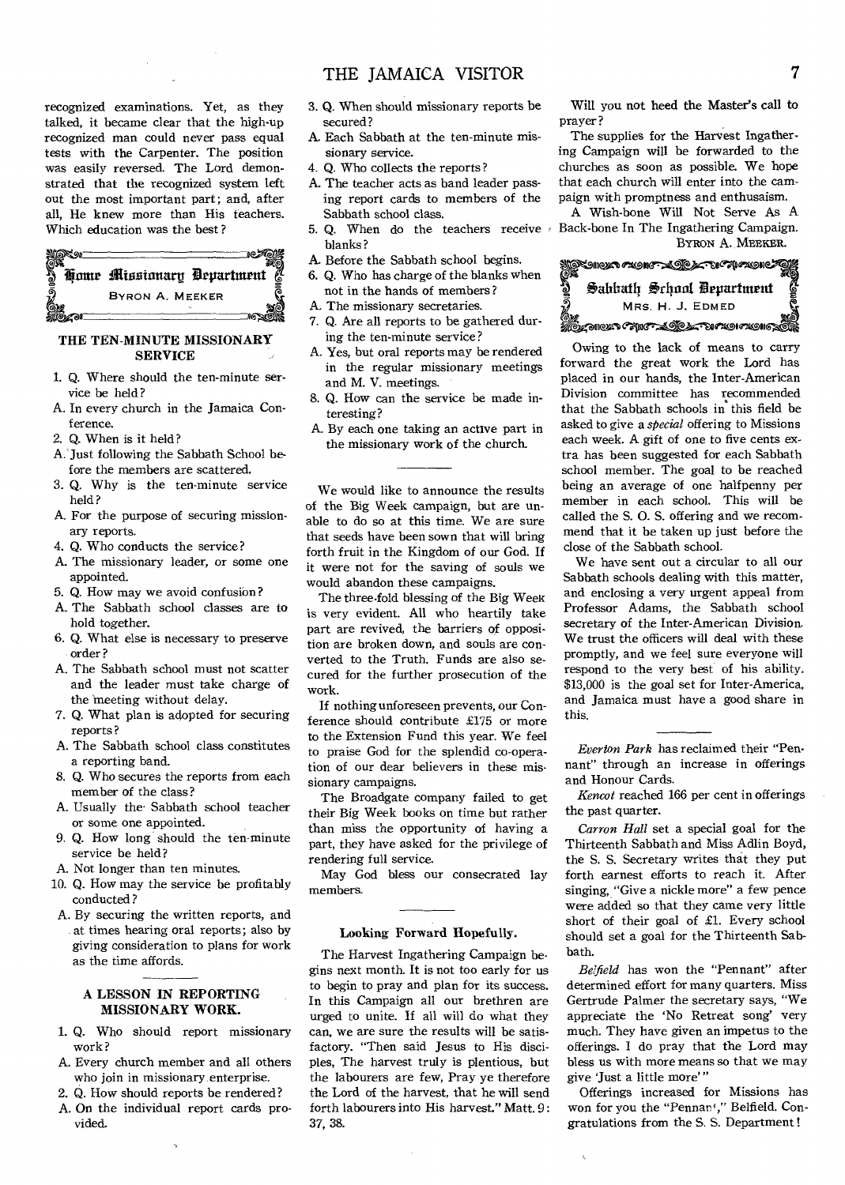recognized examinations. Yet, as they talked, it became clear that the high-up recognized man could never pass equal tests with the Carpenter. The position was easily reversed. The Lord demonstrated that the recognized system left out the most important part; and, after all, He knew more than His teachers. Which education was the best?

## Home Missionary Department

BYRON A. MEEKER

### THE TEN-MINUTE MISSIONARY SERVICE

1. Q. Where should the ten-minute service be held?
A. In every church in the Jamaica Conference.
2. Q. When is it held?
A. Just following the Sabbath School before the members are scattered.
3. Q. Why is the ten-minute service held?
A. For the purpose of securing missionary reports.
4. Q. Who conducts the service?
A. The missionary leader, or some one appointed.
5. Q. How may we avoid confusion?
A. The Sabbath school classes are to hold together.
6. Q. What else is necessary to preserve order?
A. The Sabbath school must not scatter and the leader must take charge of the meeting without delay.
7. Q. What plan is adopted for securing reports?
A. The Sabbath school class constitutes a reporting band.
8. Q. Who secures the reports from each member of the class?
A. Usually the Sabbath school teacher or some one appointed.
9. Q. How long should the ten-minute service be held?
A. Not longer than ten minutes.
10. Q. How may the service be profitably conducted?
A. By securing the written reports, and at times hearing oral reports; also by giving consideration to plans for work as the time affords.

### A LESSON IN REPORTING MISSIONARY WORK.

1. Q. Who should report missionary work?
A. Every church member and all others who join in missionary enterprise.
2. Q. How should reports be rendered?
A. On the individual report cards provided.
3. Q. When should missionary reports be secured?
A. Each Sabbath at the ten-minute missionary service.
4. Q. Who collects the reports?
A. The teacher acts as band leader passing report cards to members of the Sabbath school class.
5. Q. When do the teachers receive blanks?
A. Before the Sabbath school begins.
6. Q. Who has charge of the blanks when not in the hands of members?
A. The missionary secretaries.
7. Q. Are all reports to be gathered during the ten-minute service?
A. Yes, but oral reports may be rendered in the regular missionary meetings and M. V. meetings.
8. Q. How can the service be made interesting?
A. By each one taking an active part in the missionary work of the church.

---

We would like to announce the results of the Big Week campaign, but are unable to do so at this time. We are sure that seeds have been sown that will bring forth fruit in the Kingdom of our God. If it were not for the saving of souls we would abandon these campaigns.

The three-fold blessing of the Big Week is very evident. All who heartily take part are revived, the barriers of opposition are broken down, and souls are converted to the Truth. Funds are also secured for the further prosecution of the work.

If nothing unforeseen prevents, our Conference should contribute £175 or more to the Extension Fund this year. We feel to praise God for the splendid co-operation of our dear believers in these missionary campaigns.

The Broadgate company failed to get their Big Week books on time but rather than miss the opportunity of having a part, they have asked for the privilege of rendering full service.

May God bless our consecrated lay members.

---

#### Looking Forward Hopefully.

The Harvest Ingathering Campaign begins next month. It is not too early for us to begin to pray and plan for its success. In this Campaign all our brethren are urged to unite. If all will do what they can, we are sure the results will be satisfactory. "Then said Jesus to His disciples, The harvest truly is plentious, but the labourers are few, Pray ye therefore the Lord of the harvest, that he will send forth labourers into His harvest." Matt. 9: 37, 38.

Will you not heed the Master's call to prayer?

The supplies for the Harvest Ingathering Campaign will be forwarded to the churches as soon as possible. We hope that each church will enter into the campaign with promptness and enthusaism.

A Wish-bone Will Not Serve As A Back-bone In The Ingathering Campaign.

BYRON A. MEEKER.

## Sabbath School Department

MRS. H. J. EDMED

Owing to the lack of means to carry forward the great work the Lord has placed in our hands, the Inter-American Division committee has recommended that the Sabbath schools in this field be asked to give a *special* offering to Missions each week. A gift of one to five cents extra has been suggested for each Sabbath school member. The goal to be reached being an average of one halfpenny per member in each school. This will be called the S. O. S. offering and we recommend that it be taken up just before the close of the Sabbath school.

We have sent out a circular to all our Sabbath schools dealing with this matter, and enclosing a very urgent appeal from Professor Adams, the Sabbath school secretary of the Inter-American Division. We trust the officers will deal with these promptly, and we feel sure everyone will respond to the very best of his ability. $13,000 is the goal set for Inter-America, and Jamaica must have a good share in this.

---

*Everton Park* has reclaimed their "Pennant" through an increase in offerings and Honour Cards.

*Kencot* reached 166 per cent in offerings the past quarter.

*Carron Hall* set a special goal for the Thirteenth Sabbath and Miss Adlin Boyd, the S. S. Secretary writes that they put forth earnest efforts to reach it. After singing, "Give a nickle more" a few pence were added so that they came very little short of their goal of £1. Every school should set a goal for the Thirteenth Sabbath.

*Belfield* has won the "Pennant" after determined effort for many quarters. Miss Gertrude Palmer the secretary says, "We appreciate the 'No Retreat song' very much. They have given an impetus to the offerings. I do pray that the Lord may bless us with more means so that we may give 'Just a little more'"

Offerings increased for Missions has won for you the "Pennant," Belfield. Congratulations from the S. S. Department!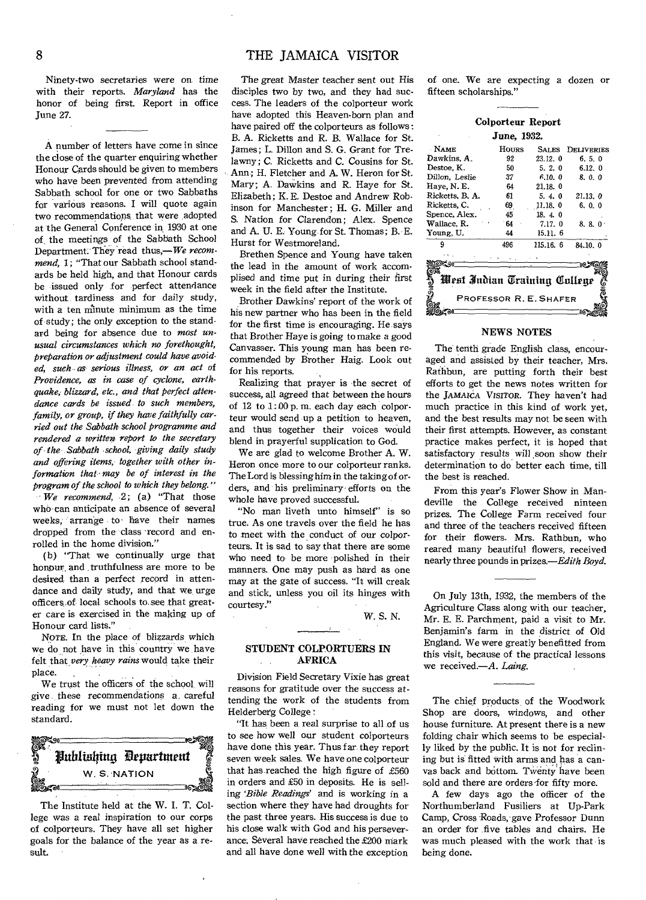Ninety-two secretaries were on time with their reports. *Maryland* has the honor of being first. Report in office June 27.

---

A number of letters have come in since the close of the quarter enquiring whether Honour Cards should be given to members who have been prevented from attending Sabbath school for one or two Sabbaths for various reasons. I will quote again two recommendations that were adopted at the General Conference in 1930 at one of the meetings of the Sabbath School Department. They read thus,—*We recommend,* 1; "That our Sabbath school standards be held high, and that Honour cards be issued only for perfect attendance without tardiness and for daily study, with a ten minute minimum as the time of study; the only exception to the standard being for absence due to *most unusual circumstances which no forethought, preparation or adjustment could have avoided, such as serious illness, or an act of Providence, as in case of cyclone, earthquake, blizzard, etc., and that perfect attendance cards be issued to such members, family, or group, if they have faithfully carried out the Sabbath school programme and rendered a written report to the secretary of the Sabbath school, giving daily study and offering items, together with other information that may be of interest in the program of the school to which they belong."*

*We recommend,* 2; (a) "That those who can anticipate an absence of several weeks, arrange to have their names dropped from the class record and enrolled in the home division."

(b) "That we continually urge that honour and truthfulness are more to be desired than a perfect record in attendance and daily study, and that we urge officers of local schools to see that greater care is exercised in the making up of Honour card lists."

NOTE. In the place of blizzards which we do not have in this country we have felt that *very heavy rains* would take their place.

We trust the officers of the school will give these recommendations a careful reading for we must not let down the standard.

## Publishing Department

W. S. NATION

The Institute held at the W. I. T. College was a real inspiration to our corps of colporteurs. They have all set higher goals for the balance of the year as a result.

The great Master teacher sent out His disciples two by two, and they had success. The leaders of the colporteur work have adopted this Heaven-born plan and have paired off the colporteurs as follows: B. A. Ricketts and R. B. Wallace for St. James; L. Dillon and S. G. Grant for Trelawny; C. Ricketts and C. Cousins for St. Ann; H. Fletcher and A. W. Heron for St. Mary; A. Dawkins and R. Haye for St. Elizabeth; K. E. Destoe and Andrew Robinson for Manchester; H. G. Miller and S. Nation for Clarendon; Alex. Spence and A. U. E. Young for St. Thomas; B. E. Hurst for Westmoreland.

Brethen Spence and Young have taken the lead in the amount of work accomplised and time put in during their first week in the field after the Institute.

Brother Dawkins' report of the work of his new partner who has been in the field for the first time is encouraging. He says that Brother Haye is going to make a good Canvasser. This young man has been recommended by Brother Haig. Look out for his reports.

Realizing that prayer is the secret of success, all agreed that between the hours of 12 to 1:00 p. m. each day each colporteur would send up a petition to heaven, and thus together their voices would blend in prayerful supplication to God.

We are glad to welcome Brother A. W. Heron once more to our colporteur ranks. The Lord is blessing him in the taking of orders, and his preliminary efforts on the whole have proved successful.

"No man liveth unto himself" is so true. As one travels over the field he has to meet with the conduct of our colporteurs. It is sad to say that there are some who need to be more polished in their manners. One may push as hard as one may at the gate of success. "It will creak and stick, unless you oil its hinges with courtesy."

W. S. N.

---

### STUDENT COLPORTUERS IN AFRICA

Division Field Secretary Vixie has great reasons for gratitude over the success attending the work of the students from Helderberg College:

"It has been a real surprise to all of us to see how well our student colporteurs have done this year. Thus far they report seven week sales. We have one colporteur that has reached the high figure of £560 in orders and £50 in deposits. He is selling '*Bible Readings*' and is working in a section where they have had droughts for the past three years. His success is due to his close walk with God and his perseverance. Several have reached the £200 mark and all have done well with the exception of one. We are expecting a dozen or fifteen scholarships."

---

### Colporteur Report

**June, 1932.**

| NAME | HOURS | SALES | DELIVERIES |
|---|---|---|---|
| Dawkins, A. | 92 | 23.12. 0 | 6. 5. 0 |
| Destoe, K. | 50 | 5. 2. 0 | 6.12. 0 |
| Dillon, Leslie | 37 | 6.10. 0 | 8. 0. 0 |
| Haye, N. E. | 64 | 21.18. 0 | |
| Ricketts, B. A. | 61 | 5. 4. 0 | 21.13. 0 |
| Ricketts, C. | 69 | 11.18. 0 | 6. 0. 0 |
| Spence, Alex. | 45 | 18. 4. 0 | |
| Wallace, R. | 64 | 7.17. 0 | 8. 8. 0 |
| Young, U. | 44 | 15.11. 6 | |
| 9 | 496 | 115.16. 6 | 84.10. 0 |

## West Indian Training College

PROFESSOR R. E. SHAFER

### NEWS NOTES

The tenth grade English class, encouraged and assisted by their teacher, Mrs. Rathbun, are putting forth their best efforts to get the news notes written for the JAMAICA VISITOR. They haven't had much practice in this kind of work yet, and the best results may not be seen with their first attempts. However, as constant practice makes perfect, it is hoped that satisfactory results will soon show their determination to do better each time, till the best is reached.

From this year's Flower Show in Mandeville the College received ninteen prizes. The College Farm received four and three of the teachers received fifteen for their flowers. Mrs. Rathbun, who reared many beautiful flowers, received nearly three pounds in prizes.—*Edith Boyd.*

---

On July 13th, 1932, the members of the Agriculture Class along with our teacher, Mr. E. E. Parchment, paid a visit to Mr. Benjamin's farm in the district of Old England. We were greatly benefitted from this visit, because of the practical lessons we received.—*A. Laing.*

---

The chief products of the Woodwork Shop are doors, windows, and other house furniture. At present there is a new folding chair which seems to be especially liked by the public. It is not for reclining but is fitted with arms and has a canvas back and bottom. Twenty have been sold and there are orders for fifty more.

A few days ago the officer of the Northumberland Fusiliers at Up-Park Camp, Cross Roads, gave Professor Dunn an order for five tables and chairs. He was much pleased with the work that is being done.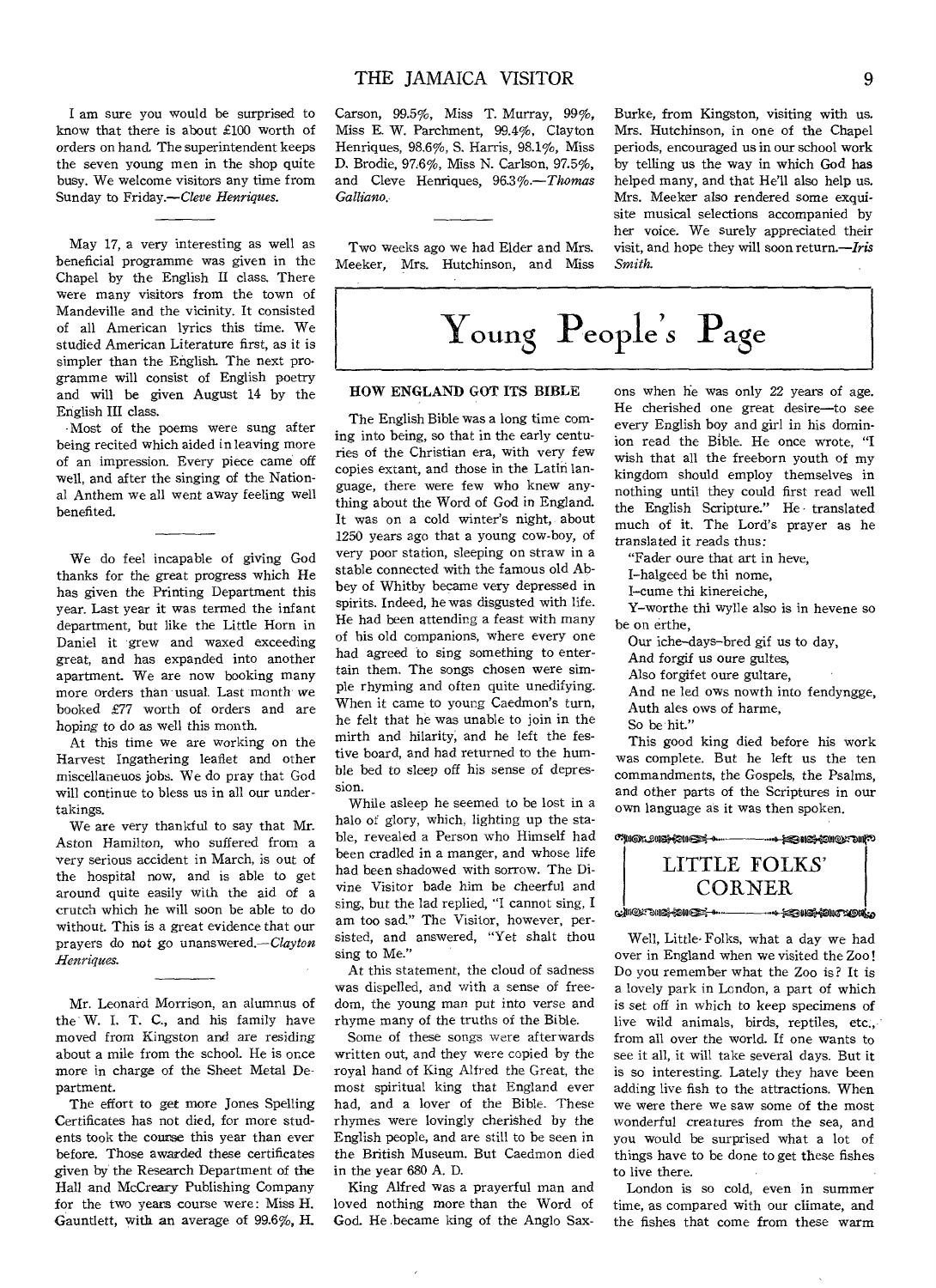I am sure you would be surprised to know that there is about £100 worth of orders on hand. The superintendent keeps the seven young men in the shop quite busy. We welcome visitors any time from Sunday to Friday.—*Cleve Henriques.*

---

May 17, a very interesting as well as beneficial programme was given in the Chapel by the English II class. There were many visitors from the town of Mandeville and the vicinity. It consisted of all American lyrics this time. We studied American Literature first, as it is simpler than the English. The next programme will consist of English poetry and will be given August 14 by the English III class.

Most of the poems were sung after being recited which aided in leaving more of an impression. Every piece came off well, and after the singing of the National Anthem we all went away feeling well benefited.

---

We do feel incapable of giving God thanks for the great progress which He has given the Printing Department this year. Last year it was termed the infant department, but like the Little Horn in Daniel it grew and waxed exceeding great, and has expanded into another apartment. We are now booking many more orders than usual. Last month we booked £77 worth of orders and are hoping to do as well this month.

At this time we are working on the Harvest Ingathering leaflet and other miscellaneuos jobs. We do pray that God will continue to bless us in all our undertakings.

We are very thankful to say that Mr. Aston Hamilton, who suffered from a very serious accident in March, is out of the hospital now, and is able to get around quite easily with the aid of a crutch which he will soon be able to do without. This is a great evidence that our prayers do not go unanswered.—*Clayton Henriques.*

---

Mr. Leonard Morrison, an alumnus of the W. I. T. C., and his family have moved from Kingston and are residing about a mile from the school. He is once more in charge of the Sheet Metal Department.

The effort to get more Jones Spelling Certificates has not died, for more students took the course this year than ever before. Those awarded these certificates given by the Research Department of the Hall and McCreary Publishing Company for the two years course were: Miss H. Gauntlett, with an average of 99.6%, H. Carson, 99.5%, Miss T. Murray, 99%, Miss E. W. Parchment, 99.4%, Clayton Henriques, 98.6%, S. Harris, 98.1%, Miss D. Brodie, 97.6%, Miss N. Carlson, 97.5%, and Cleve Henriques, 96.3%.—*Thomas Galliano.*

---

Two weeks ago we had Elder and Mrs. Meeker, Mrs. Hutchinson, and Miss Burke, from Kingston, visiting with us. Mrs. Hutchinson, in one of the Chapel periods, encouraged us in our school work by telling us the way in which God has helped many, and that He'll also help us. Mrs. Meeker also rendered some exquisite musical selections accompanied by her voice. We surely appreciated their visit, and hope they will soon return.—*Iris Smith.*

# Young People's Page

## HOW ENGLAND GOT ITS BIBLE

The English Bible was a long time coming into being, so that in the early centuries of the Christian era, with very few copies extant, and those in the Latin language, there were few who knew anything about the Word of God in England. It was on a cold winter's night, about 1250 years ago that a young cow-boy, of very poor station, sleeping on straw in a stable connected with the famous old Abbey of Whitby became very depressed in spirits. Indeed, he was disgusted with life. He had been attending a feast with many of his old companions, where every one had agreed to sing something to entertain them. The songs chosen were simple rhyming and often quite unedifying. When it came to young Caedmon's turn, he felt that he was unable to join in the mirth and hilarity, and he left the festive board, and had returned to the humble bed to sleep off his sense of depression.

While asleep he seemed to be lost in a halo of glory, which, lighting up the stable, revealed a Person who Himself had been cradled in a manger, and whose life had been shadowed with sorrow. The Divine Visitor bade him be cheerful and sing, but the lad replied, "I cannot sing, I am too sad." The Visitor, however, persisted, and answered, "Yet shalt thou sing to Me."

At this statement, the cloud of sadness was dispelled, and with a sense of freedom, the young man put into verse and rhyme many of the truths of the Bible.

Some of these songs were afterwards written out, and they were copied by the royal hand of King Alfred the Great, the most spiritual king that England ever had, and a lover of the Bible. These rhymes were lovingly cherished by the English people, and are still to be seen in the British Museum. But Caedmon died in the year 680 A. D.

King Alfred was a prayerful man and loved nothing more than the Word of God. He became king of the Anglo Saxons when he was only 22 years of age. He cherished one great desire—to see every English boy and girl in his dominion read the Bible. He once wrote, "I wish that all the freeborn youth of my kingdom should employ themselves in nothing until they could first read well the English Scripture." He translated much of it. The Lord's prayer as he translated it reads thus:

"Fader oure that art in heve,  
I-halgeed be thi nome,  
I-cume thi kinereiche,  
Y-worthe thi wylle also is in hevene so be on erthe,  
Our iche-days-bred gif us to day,  
And forgif us oure gultes,  
Also forgifet oure gultare,  
And ne led ows nowth into fendyngge,  
Auth ales ows of harme,  
So be hit."

This good king died before his work was complete. But he left us the ten commandments, the Gospels, the Psalms, and other parts of the Scriptures in our own language as it was then spoken.

## LITTLE FOLKS' CORNER

Well, Little Folks, what a day we had over in England when we visited the Zoo! Do you remember what the Zoo is? It is a lovely park in London, a part of which is set off in which to keep specimens of live wild animals, birds, reptiles, etc., from all over the world. If one wants to see it all, it will take several days. But it is so interesting. Lately they have been adding live fish to the attractions. When we were there we saw some of the most wonderful creatures from the sea, and you would be surprised what a lot of things have to be done to get these fishes to live there.

London is so cold, even in summer time, as compared with our climate, and the fishes that come from these warm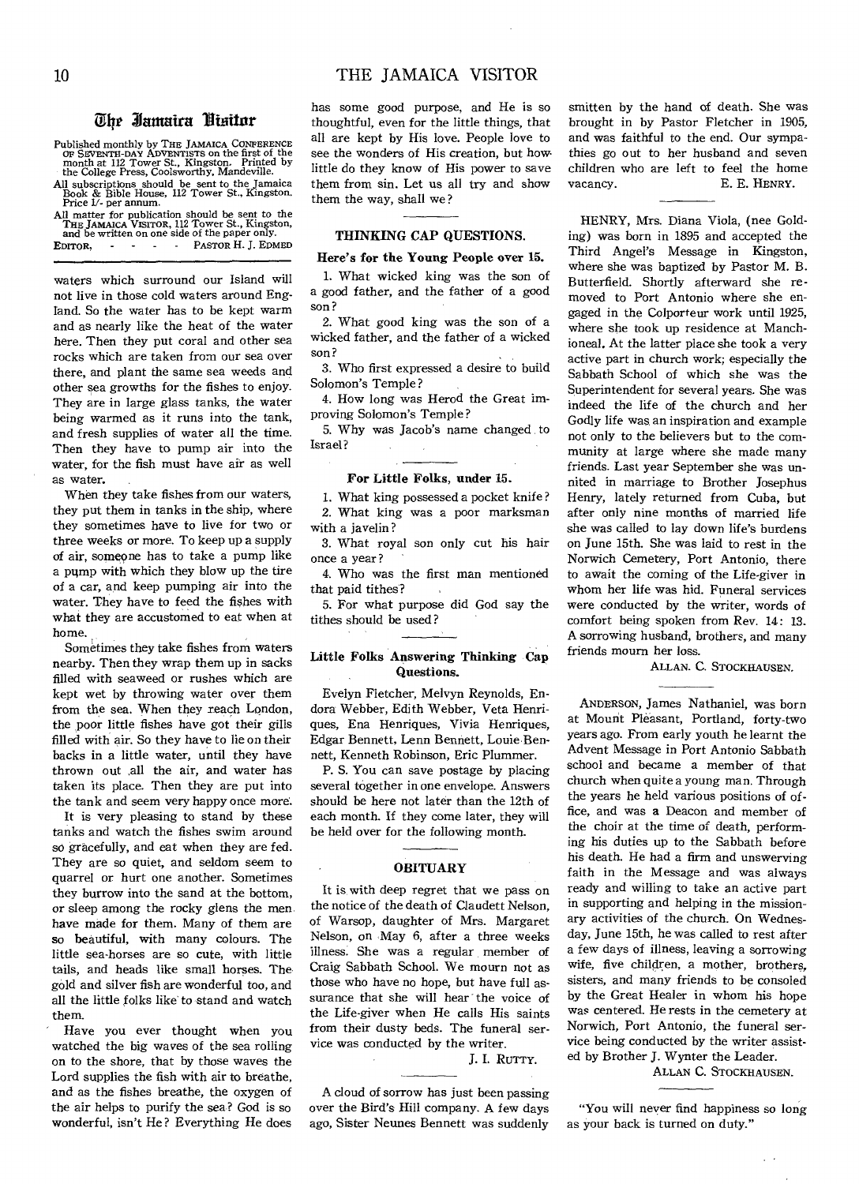# The Jamaica Visitor

Published monthly by THE JAMAICA CONFERENCE OF SEVENTH-DAY ADVENTISTS on the first of the month at 112 Tower St., Kingston. Printed by the College Press, Coolsworthy, Mandeville.

All subscriptions should be sent to the Jamaica Book & Bible House, 112 Tower St., Kingston. Price 1/- per annum.

All matter for publication should be sent to the THE JAMAICA VISITOR, 112 Tower St., Kingston, and be written on one side of the paper only.

EDITOR, - - - - PASTOR H. J. EDMED

waters which surround our Island will not live in those cold waters around England. So the water has to be kept warm and as nearly like the heat of the water here. Then they put coral and other sea rocks which are taken from our sea over there, and plant the same sea weeds and other sea growths for the fishes to enjoy. They are in large glass tanks, the water being warmed as it runs into the tank, and fresh supplies of water all the time. Then they have to pump air into the water, for the fish must have air as well as water.

When they take fishes from our waters, they put them in tanks in the ship, where they sometimes have to live for two or three weeks or more. To keep up a supply of air, someone has to take a pump like a pump with which they blow up the tire of a car, and keep pumping air into the water. They have to feed the fishes with what they are accustomed to eat when at home.

Sometimes they take fishes from waters nearby. Then they wrap them up in sacks filled with seaweed or rushes which are kept wet by throwing water over them from the sea. When they reach London, the poor little fishes have got their gills filled with air. So they have to lie on their backs in a little water, until they have thrown out all the air, and water has taken its place. Then they are put into the tank and seem very happy once more.

It is very pleasing to stand by these tanks and watch the fishes swim around so gracefully, and eat when they are fed. They are so quiet, and seldom seem to quarrel or hurt one another. Sometimes they burrow into the sand at the bottom, or sleep among the rocky glens the men have made for them. Many of them are so beautiful, with many colours. The little sea-horses are so cute, with little tails, and heads like small horses. The gold and silver fish are wonderful too, and all the little folks like to stand and watch them.

Have you ever thought when you watched the big waves of the sea rolling on to the shore, that by those waves the Lord supplies the fish with air to breathe, and as the fishes breathe, the oxygen of the air helps to purify the sea? God is so wonderful, isn't He? Everything He does has some good purpose, and He is so thoughtful, even for the little things, that all are kept by His love. People love to see the wonders of His creation, but how little do they know of His power to save them from sin. Let us all try and show them the way, shall we?

## THINKING CAP QUESTIONS.

### Here's for the Young People over 15.

1. What wicked king was the son of a good father, and the father of a good son?
2. What good king was the son of a wicked father, and the father of a wicked son?
3. Who first expressed a desire to build Solomon's Temple?
4. How long was Herod the Great improving Solomon's Temple?
5. Why was Jacob's name changed to Israel?

### For Little Folks, under 15.

1. What king possessed a pocket knife?
2. What king was a poor marksman with a javelin?
3. What royal son only cut his hair once a year?
4. Who was the first man mentioned that paid tithes?
5. For what purpose did God say the tithes should be used?

### Little Folks Answering Thinking Cap Questions.

Evelyn Fletcher, Melvyn Reynolds, Endora Webber, Edith Webber, Veta Henriques, Ena Henriques, Vivia Henriques, Edgar Bennett, Lenn Bennett, Louie Bennett, Kenneth Robinson, Eric Plummer.

P. S. You can save postage by placing several together in one envelope. Answers should be here not later than the 12th of each month. If they come later, they will be held over for the following month.

## OBITUARY

It is with deep regret that we pass on the notice of the death of Claudett Nelson, of Warsop, daughter of Mrs. Margaret Nelson, on May 6, after a three weeks illness. She was a regular member of Craig Sabbath School. We mourn not as those who have no hope, but have full assurance that she will hear the voice of the Life-giver when He calls His saints from their dusty beds. The funeral service was conducted by the writer.

J. I. RUTTY.

A cloud of sorrow has just been passing over the Bird's Hill company. A few days ago, Sister Neunes Bennett was suddenly smitten by the hand of death. She was brought in by Pastor Fletcher in 1905, and was faithful to the end. Our sympathies go out to her husband and seven children who are left to feel the home vacancy.

E. E. HENRY.

HENRY, Mrs. Diana Viola, (nee Golding) was born in 1895 and accepted the Third Angel's Message in Kingston, where she was baptized by Pastor M. B. Butterfield. Shortly afterward she removed to Port Antonio where she engaged in the Colporteur work until 1925, where she took up residence at Manchioneal. At the latter place she took a very active part in church work; especially the Sabbath School of which she was the Superintendent for several years. She was indeed the life of the church and her Godly life was an inspiration and example not only to the believers but to the community at large where she made many friends. Last year September she was united in marriage to Brother Josephus Henry, lately returned from Cuba, but after only nine months of married life she was called to lay down life's burdens on June 15th. She was laid to rest in the Norwich Cemetery, Port Antonio, there to await the coming of the Life-giver in whom her life was hid. Funeral services were conducted by the writer, words of comfort being spoken from Rev. 14: 13. A sorrowing husband, brothers, and many friends mourn her loss.

ALLAN. C. STOCKHAUSEN.

ANDERSON, James Nathaniel, was born at Mount Pleasant, Portland, forty-two years ago. From early youth he learnt the Advent Message in Port Antonio Sabbath school and became a member of that church when quite a young man. Through the years he held various positions of office, and was a Deacon and member of the choir at the time of death, performing his duties up to the Sabbath before his death. He had a firm and unswerving faith in the Message and was always ready and willing to take an active part in supporting and helping in the missionary activities of the church. On Wednesday, June 15th, he was called to rest after a few days of illness, leaving a sorrowing wife, five children, a mother, brothers, sisters, and many friends to be consoled by the Great Healer in whom his hope was centered. He rests in the cemetery at Norwich, Port Antonio, the funeral service being conducted by the writer assisted by Brother J. Wynter the Leader.

ALLAN C. STOCKHAUSEN.

"You will never find happiness so long as your back is turned on duty."